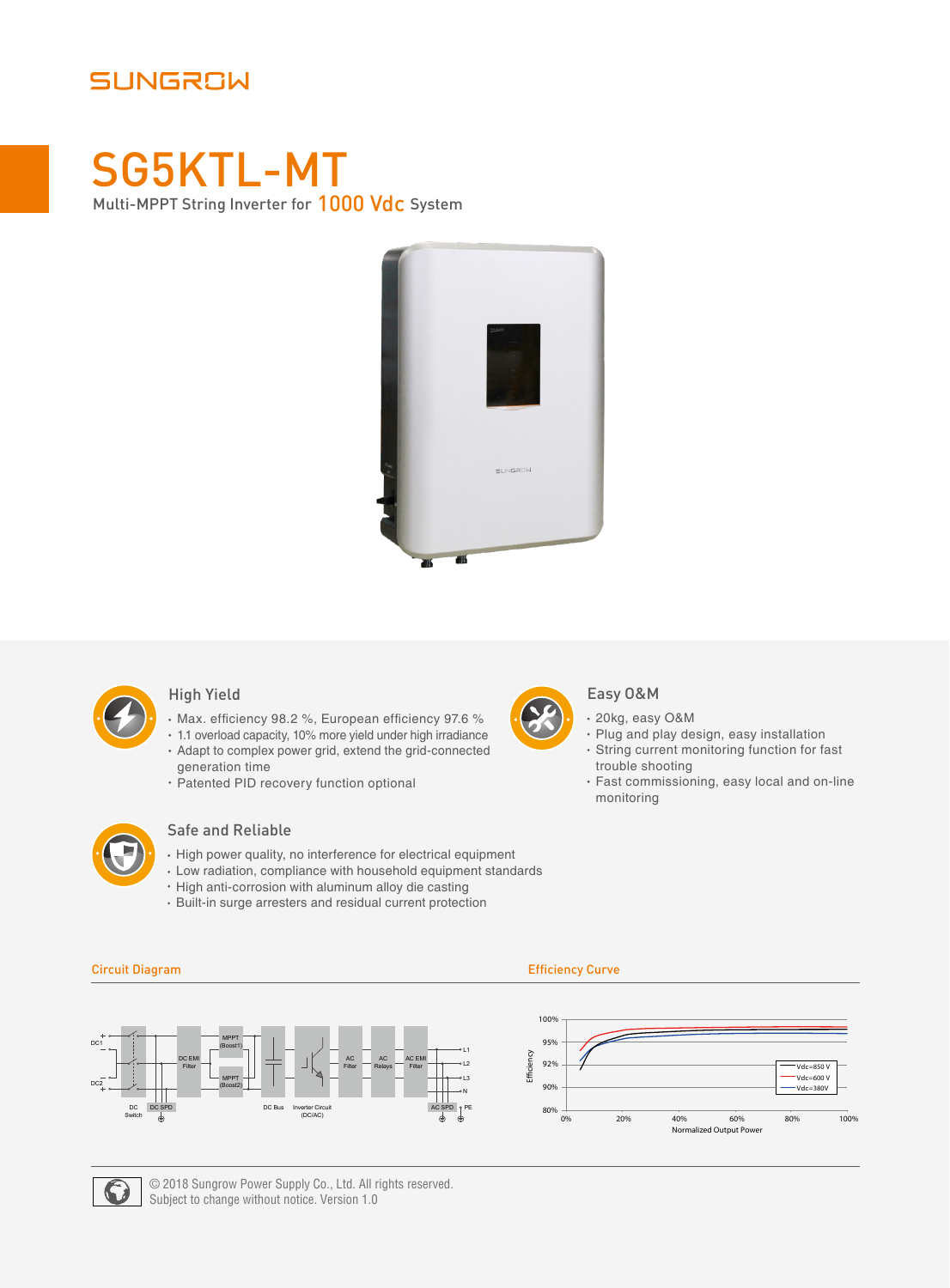SUNGROW

# SG5KTL-MT

Multi-MPPT String Inverter for 1000 Vdc System

### High Yield

- Max. efficiency 98.2 %, European efficiency 97.6 %
- 1.1 overload capacity, 10% more yield under high irradiance
- Adapt to complex power grid, extend the grid-connected generation time
- Patented PID recovery function optional

### Easy O&M

- 20kg, easy O&M
- Plug and play design, easy installation
- String current monitoring function for fast trouble shooting
- Fast commissioning, easy local and on-line monitoring

### Safe and Reliable

- High power quality, no interference for electrical equipment
- Low radiation, compliance with household equipment standards
- High anti-corrosion with aluminum alloy die casting
- Built-in surge arresters and residual current protection

## Circuit Diagram

DC1, DC2, DC Switch, DC SPD, DC EMI Filter, MPPT (Boost1), MPPT (Boost2), DC Bus, Inverter Circuit (DC/AC), AC Filter, AC Relays, AC EMI Filter, AC SPD, L1, L2, L3, N, PE

## Efficiency Curve

Efficiency: 80%, 90%, 92%, 95%, 100%

Normalized Output Power: 0%, 20%, 40%, 60%, 80%, 100%

Vdc=850 V, Vdc=600 V, Vdc=380V

© 2018 Sungrow Power Supply Co., Ltd. All rights reserved.
Subject to change without notice. Version 1.0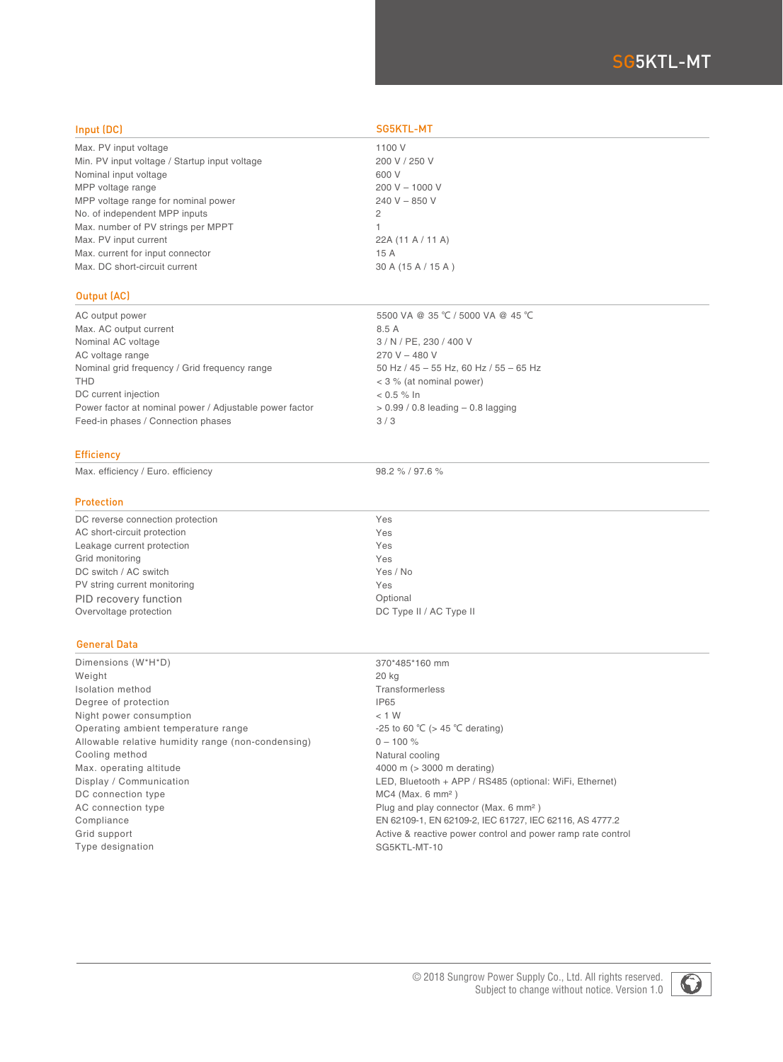# SG5KTL-MT

| Input (DC) | SG5KTL-MT |
|---|---|
| Max. PV input voltage | 1100 V |
| Min. PV input voltage / Startup input voltage | 200 V / 250 V |
| Nominal input voltage | 600 V |
| MPP voltage range | 200 V – 1000 V |
| MPP voltage range for nominal power | 240 V – 850 V |
| No. of independent MPP inputs | 2 |
| Max. number of PV strings per MPPT | 1 |
| Max. PV input current | 22A (11 A / 11 A) |
| Max. current for input connector | 15 A |
| Max. DC short-circuit current | 30 A (15 A / 15 A ) |

| Output (AC) | |
|---|---|
| AC output power | 5500 VA @ 35 ℃ / 5000 VA @ 45 ℃ |
| Max. AC output current | 8.5 A |
| Nominal AC voltage | 3 / N / PE, 230 / 400 V |
| AC voltage range | 270 V – 480 V |
| Nominal grid frequency / Grid frequency range | 50 Hz / 45 – 55 Hz, 60 Hz / 55 – 65 Hz |
| THD | < 3 % (at nominal power) |
| DC current injection | < 0.5 % In |
| Power factor at nominal power / Adjustable power factor | > 0.99 / 0.8 leading – 0.8 lagging |
| Feed-in phases / Connection phases | 3 / 3 |

| Efficiency | |
|---|---|
| Max. efficiency / Euro. efficiency | 98.2 % / 97.6 % |

| Protection | |
|---|---|
| DC reverse connection protection | Yes |
| AC short-circuit protection | Yes |
| Leakage current protection | Yes |
| Grid monitoring | Yes |
| DC switch / AC switch | Yes / No |
| PV string current monitoring | Yes |
| PID recovery function | Optional |
| Overvoltage protection | DC Type II / AC Type II |

| General Data | |
|---|---|
| Dimensions (W*H*D) | 370*485*160 mm |
| Weight | 20 kg |
| Isolation method | Transformerless |
| Degree of protection | IP65 |
| Night power consumption | < 1 W |
| Operating ambient temperature range | -25 to 60 ℃ (> 45 ℃ derating) |
| Allowable relative humidity range (non-condensing) | 0 – 100 % |
| Cooling method | Natural cooling |
| Max. operating altitude | 4000 m (> 3000 m derating) |
| Display / Communication | LED, Bluetooth + APP / RS485 (optional: WiFi, Ethernet) |
| DC connection type | MC4 (Max. 6 mm² ) |
| AC connection type | Plug and play connector (Max. 6 mm² ) |
| Compliance | EN 62109-1, EN 62109-2, IEC 61727, IEC 62116, AS 4777.2 |
| Grid support | Active & reactive power control and power ramp rate control |
| Type designation | SG5KTL-MT-10 |

© 2018 Sungrow Power Supply Co., Ltd. All rights reserved.
Subject to change without notice. Version 1.0